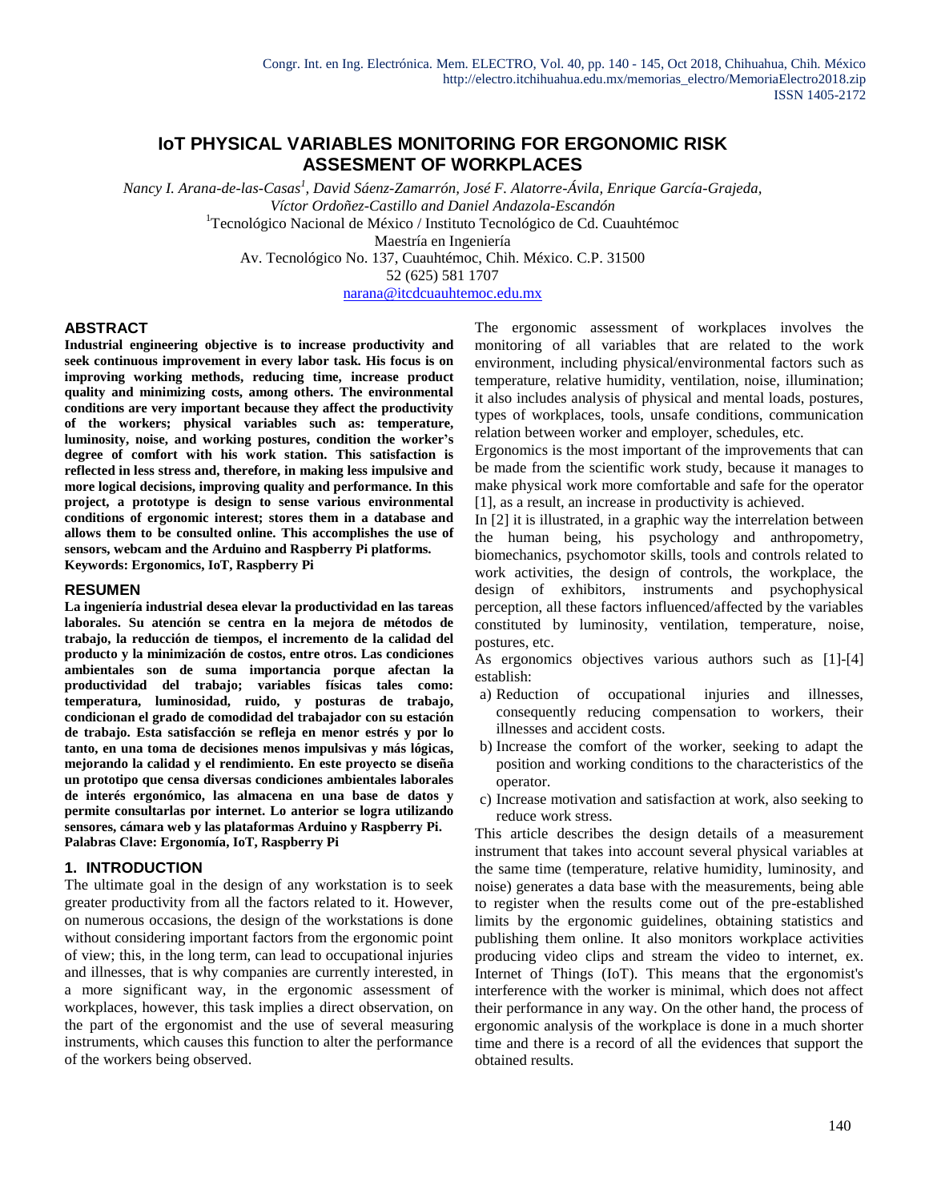# IoT PHYSICAL VARIABLES MONITORING FOR ERGONOMIC RISK ASSESMENT OF WORKPLACES

*Nancy I. Arana-de-las-Casas[1], David Sáenz-Zamarrón, José F. Alatorre-Ávila, Enrique García-Grajeda, Víctor Ordoñez-Castillo and Daniel Andazola-Escandón*

[1]Tecnológico Nacional de México / Instituto Tecnológico de Cd. Cuauhtémoc
Maestría en Ingeniería
Av. Tecnológico No. 137, Cuauhtémoc, Chih. México. C.P. 31500
52 (625) 581 1707
narana@itcdcuauhtemoc.edu.mx

## ABSTRACT

**Industrial engineering objective is to increase productivity and seek continuous improvement in every labor task. His focus is on improving working methods, reducing time, increase product quality and minimizing costs, among others. The environmental conditions are very important because they affect the productivity of the workers; physical variables such as: temperature, luminosity, noise, and working postures, condition the worker's degree of comfort with his work station. This satisfaction is reflected in less stress and, therefore, in making less impulsive and more logical decisions, improving quality and performance. In this project, a prototype is design to sense various environmental conditions of ergonomic interest; stores them in a database and allows them to be consulted online. This accomplishes the use of sensors, webcam and the Arduino and Raspberry Pi platforms.**
**Keywords: Ergonomics, IoT, Raspberry Pi**

## RESUMEN

**La ingeniería industrial desea elevar la productividad en las tareas laborales. Su atención se centra en la mejora de métodos de trabajo, la reducción de tiempos, el incremento de la calidad del producto y la minimización de costos, entre otros. Las condiciones ambientales son de suma importancia porque afectan la productividad del trabajo; variables físicas tales como: temperatura, luminosidad, ruido, y posturas de trabajo, condicionan el grado de comodidad del trabajador con su estación de trabajo. Esta satisfacción se refleja en menor estrés y por lo tanto, en una toma de decisiones menos impulsivas y más lógicas, mejorando la calidad y el rendimiento. En este proyecto se diseña un prototipo que censa diversas condiciones ambientales laborales de interés ergonómico, las almacena en una base de datos y permite consultarlas por internet. Lo anterior se logra utilizando sensores, cámara web y las plataformas Arduino y Raspberry Pi.**
**Palabras Clave: Ergonomía, IoT, Raspberry Pi**

## 1. INTRODUCTION

The ultimate goal in the design of any workstation is to seek greater productivity from all the factors related to it. However, on numerous occasions, the design of the workstations is done without considering important factors from the ergonomic point of view; this, in the long term, can lead to occupational injuries and illnesses, that is why companies are currently interested, in a more significant way, in the ergonomic assessment of workplaces, however, this task implies a direct observation, on the part of the ergonomist and the use of several measuring instruments, which causes this function to alter the performance of the workers being observed.

The ergonomic assessment of workplaces involves the monitoring of all variables that are related to the work environment, including physical/environmental factors such as temperature, relative humidity, ventilation, noise, illumination; it also includes analysis of physical and mental loads, postures, types of workplaces, tools, unsafe conditions, communication relation between worker and employer, schedules, etc.

Ergonomics is the most important of the improvements that can be made from the scientific work study, because it manages to make physical work more comfortable and safe for the operator [1], as a result, an increase in productivity is achieved.

In [2] it is illustrated, in a graphic way the interrelation between the human being, his psychology and anthropometry, biomechanics, psychomotor skills, tools and controls related to work activities, the design of controls, the workplace, the design of exhibitors, instruments and psychophysical perception, all these factors influenced/affected by the variables constituted by luminosity, ventilation, temperature, noise, postures, etc.

As ergonomics objectives various authors such as [1]-[4] establish:

a) Reduction of occupational injuries and illnesses, consequently reducing compensation to workers, their illnesses and accident costs.
b) Increase the comfort of the worker, seeking to adapt the position and working conditions to the characteristics of the operator.
c) Increase motivation and satisfaction at work, also seeking to reduce work stress.

This article describes the design details of a measurement instrument that takes into account several physical variables at the same time (temperature, relative humidity, luminosity, and noise) generates a data base with the measurements, being able to register when the results come out of the pre-established limits by the ergonomic guidelines, obtaining statistics and publishing them online. It also monitors workplace activities producing video clips and stream the video to internet, ex. Internet of Things (IoT). This means that the ergonomist's interference with the worker is minimal, which does not affect their performance in any way. On the other hand, the process of ergonomic analysis of the workplace is done in a much shorter time and there is a record of all the evidences that support the obtained results.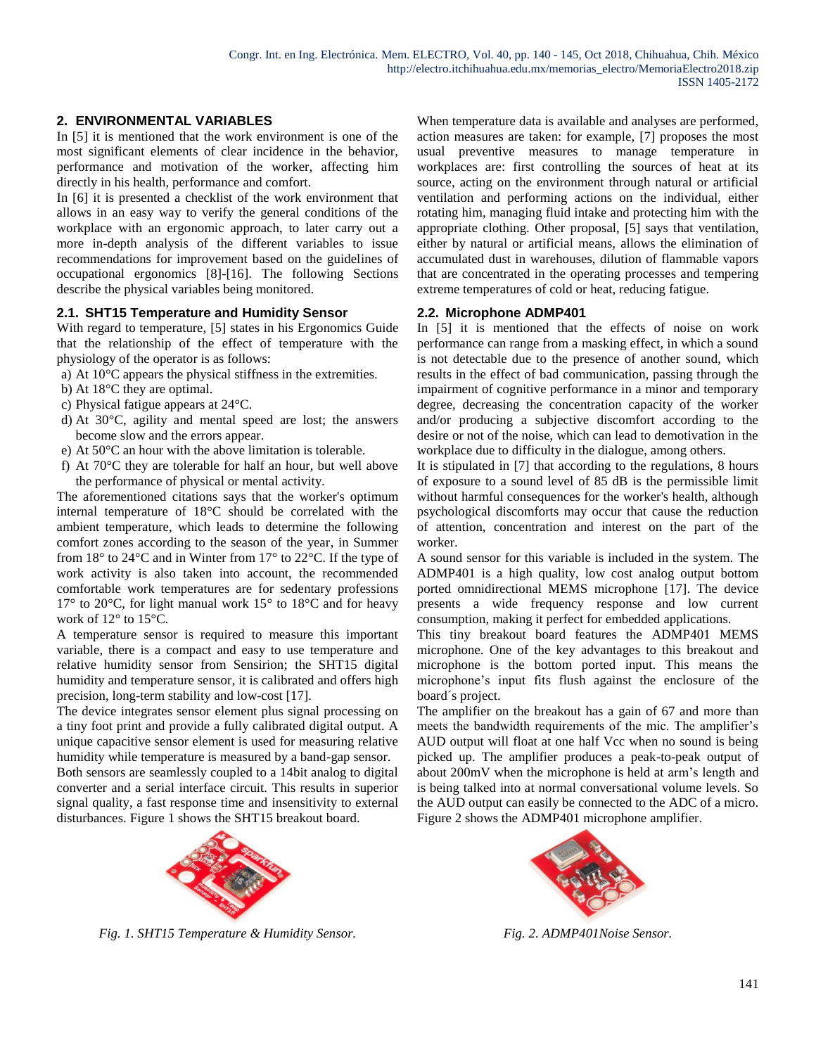## 2. ENVIRONMENTAL VARIABLES

In [5] it is mentioned that the work environment is one of the most significant elements of clear incidence in the behavior, performance and motivation of the worker, affecting him directly in his health, performance and comfort.

In [6] it is presented a checklist of the work environment that allows in an easy way to verify the general conditions of the workplace with an ergonomic approach, to later carry out a more in-depth analysis of the different variables to issue recommendations for improvement based on the guidelines of occupational ergonomics [8]-[16]. The following Sections describe the physical variables being monitored.

### 2.1. SHT15 Temperature and Humidity Sensor

With regard to temperature, [5] states in his Ergonomics Guide that the relationship of the effect of temperature with the physiology of the operator is as follows:

a) At 10°C appears the physical stiffness in the extremities.
b) At 18°C they are optimal.
c) Physical fatigue appears at 24°C.
d) At 30°C, agility and mental speed are lost; the answers become slow and the errors appear.
e) At 50°C an hour with the above limitation is tolerable.
f) At 70°C they are tolerable for half an hour, but well above the performance of physical or mental activity.

The aforementioned citations says that the worker's optimum internal temperature of 18°C should be correlated with the ambient temperature, which leads to determine the following comfort zones according to the season of the year, in Summer from 18° to 24°C and in Winter from 17° to 22°C. If the type of work activity is also taken into account, the recommended comfortable work temperatures are for sedentary professions 17° to 20°C, for light manual work 15° to 18°C and for heavy work of 12° to 15°C.

A temperature sensor is required to measure this important variable, there is a compact and easy to use temperature and relative humidity sensor from Sensirion; the SHT15 digital humidity and temperature sensor, it is calibrated and offers high precision, long-term stability and low-cost [17].

The device integrates sensor element plus signal processing on a tiny foot print and provide a fully calibrated digital output. A unique capacitive sensor element is used for measuring relative humidity while temperature is measured by a band-gap sensor. Both sensors are seamlessly coupled to a 14bit analog to digital converter and a serial interface circuit. This results in superior signal quality, a fast response time and insensitivity to external disturbances. Figure 1 shows the SHT15 breakout board.

*Fig. 1. SHT15 Temperature & Humidity Sensor.*

When temperature data is available and analyses are performed, action measures are taken: for example, [7] proposes the most usual preventive measures to manage temperature in workplaces are: first controlling the sources of heat at its source, acting on the environment through natural or artificial ventilation and performing actions on the individual, either rotating him, managing fluid intake and protecting him with the appropriate clothing. Other proposal, [5] says that ventilation, either by natural or artificial means, allows the elimination of accumulated dust in warehouses, dilution of flammable vapors that are concentrated in the operating processes and tempering extreme temperatures of cold or heat, reducing fatigue.

### 2.2. Microphone ADMP401

In [5] it is mentioned that the effects of noise on work performance can range from a masking effect, in which a sound is not detectable due to the presence of another sound, which results in the effect of bad communication, passing through the impairment of cognitive performance in a minor and temporary degree, decreasing the concentration capacity of the worker and/or producing a subjective discomfort according to the desire or not of the noise, which can lead to demotivation in the workplace due to difficulty in the dialogue, among others.

It is stipulated in [7] that according to the regulations, 8 hours of exposure to a sound level of 85 dB is the permissible limit without harmful consequences for the worker's health, although psychological discomforts may occur that cause the reduction of attention, concentration and interest on the part of the worker.

A sound sensor for this variable is included in the system. The ADMP401 is a high quality, low cost analog output bottom ported omnidirectional MEMS microphone [17]. The device presents a wide frequency response and low current consumption, making it perfect for embedded applications.

This tiny breakout board features the ADMP401 MEMS microphone. One of the key advantages to this breakout and microphone is the bottom ported input. This means the microphone's input fits flush against the enclosure of the board´s project.

The amplifier on the breakout has a gain of 67 and more than meets the bandwidth requirements of the mic. The amplifier's AUD output will float at one half Vcc when no sound is being picked up. The amplifier produces a peak-to-peak output of about 200mV when the microphone is held at arm's length and is being talked into at normal conversational volume levels. So the AUD output can easily be connected to the ADC of a micro. Figure 2 shows the ADMP401 microphone amplifier.

*Fig. 2. ADMP401Noise Sensor.*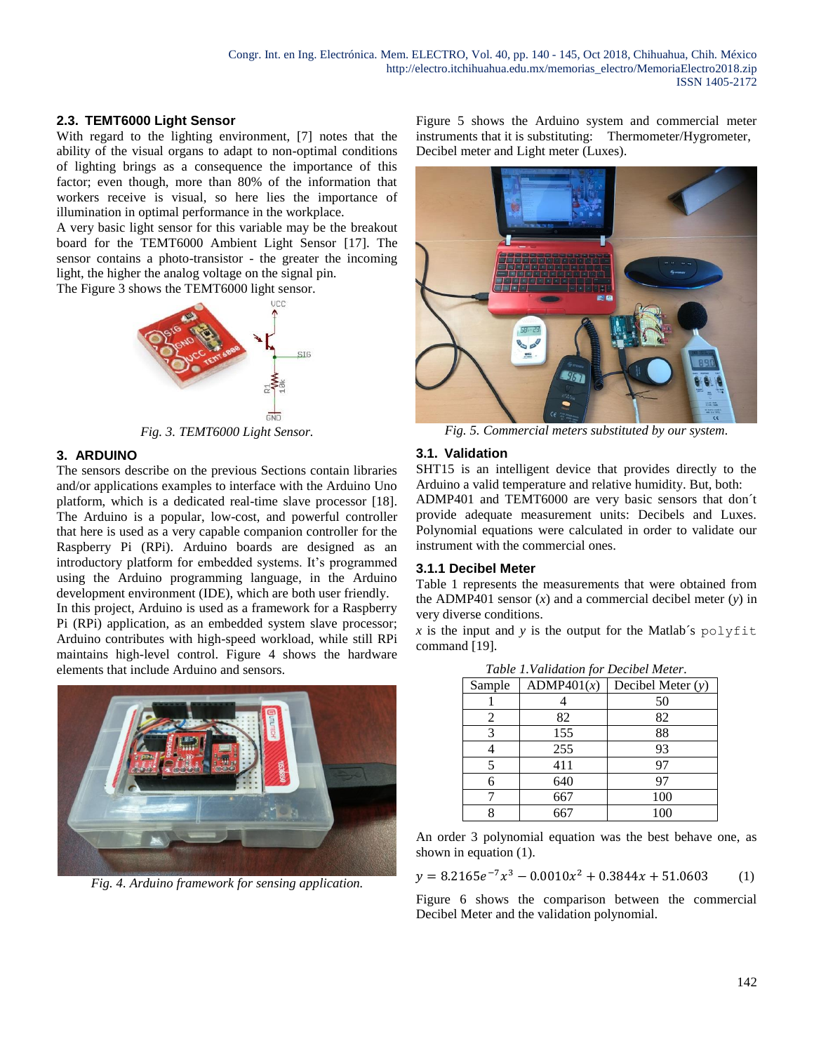### 2.3. TEMT6000 Light Sensor

With regard to the lighting environment, [7] notes that the ability of the visual organs to adapt to non-optimal conditions of lighting brings as a consequence the importance of this factor; even though, more than 80% of the information that workers receive is visual, so here lies the importance of illumination in optimal performance in the workplace.

A very basic light sensor for this variable may be the breakout board for the TEMT6000 Ambient Light Sensor [17]. The sensor contains a photo-transistor - the greater the incoming light, the higher the analog voltage on the signal pin.

The Figure 3 shows the TEMT6000 light sensor.

*Fig. 3. TEMT6000 Light Sensor.*

## 3. ARDUINO

The sensors describe on the previous Sections contain libraries and/or applications examples to interface with the Arduino Uno platform, which is a dedicated real-time slave processor [18]. The Arduino is a popular, low-cost, and powerful controller that here is used as a very capable companion controller for the Raspberry Pi (RPi). Arduino boards are designed as an introductory platform for embedded systems. It's programmed using the Arduino programming language, in the Arduino development environment (IDE), which are both user friendly.

In this project, Arduino is used as a framework for a Raspberry Pi (RPi) application, as an embedded system slave processor; Arduino contributes with high-speed workload, while still RPi maintains high-level control. Figure 4 shows the hardware elements that include Arduino and sensors.

*Fig. 4. Arduino framework for sensing application.*

Figure 5 shows the Arduino system and commercial meter instruments that it is substituting: Thermometer/Hygrometer, Decibel meter and Light meter (Luxes).

*Fig. 5. Commercial meters substituted by our system.*

### 3.1. Validation

SHT15 is an intelligent device that provides directly to the Arduino a valid temperature and relative humidity. But, both: ADMP401 and TEMT6000 are very basic sensors that don´t provide adequate measurement units: Decibels and Luxes. Polynomial equations were calculated in order to validate our instrument with the commercial ones.

### 3.1.1 Decibel Meter

Table 1 represents the measurements that were obtained from the ADMP401 sensor ($x$) and a commercial decibel meter ($y$) in very diverse conditions.

$x$ is the input and $y$ is the output for the Matlab´s `polyfit` command [19].

*Table 1.Validation for Decibel Meter.*

| Sample | ADMP401($x$) | Decibel Meter ($y$) |
|---|---|---|
| 1 | 4 | 50 |
| 2 | 82 | 82 |
| 3 | 155 | 88 |
| 4 | 255 | 93 |
| 5 | 411 | 97 |
| 6 | 640 | 97 |
| 7 | 667 | 100 |
| 8 | 667 | 100 |

An order 3 polynomial equation was the best behave one, as shown in equation (1).

$$y = 8.2165e^{-7}x^3 - 0.0010x^2 + 0.3844x + 51.0603 \qquad (1)$$

Figure 6 shows the comparison between the commercial Decibel Meter and the validation polynomial.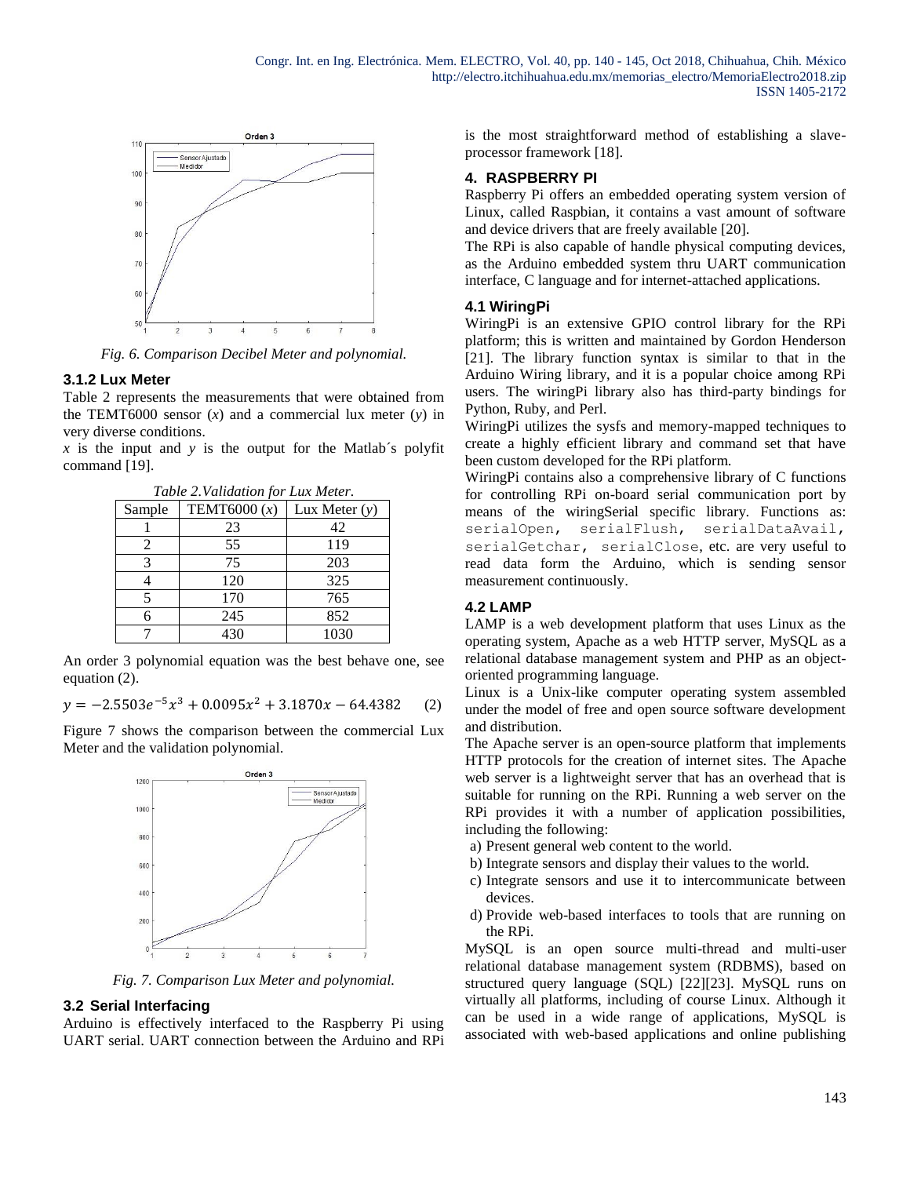Fig. 6. Comparison Decibel Meter and polynomial.

### 3.1.2 Lux Meter

Table 2 represents the measurements that were obtained from the TEMT6000 sensor ($x$) and a commercial lux meter ($y$) in very diverse conditions.

$x$ is the input and $y$ is the output for the Matlab´s polyfit command [19].

*Table 2.Validation for Lux Meter.*

| Sample | TEMT6000 ($x$) | Lux Meter ($y$) |
|---|---|---|
| 1 | 23 | 42 |
| 2 | 55 | 119 |
| 3 | 75 | 203 |
| 4 | 120 | 325 |
| 5 | 170 | 765 |
| 6 | 245 | 852 |
| 7 | 430 | 1030 |

An order 3 polynomial equation was the best behave one, see equation (2).

$$y = -2.5503e^{-5}x^3 + 0.0095x^2 + 3.1870x - 64.4382 \qquad (2)$$

Figure 7 shows the comparison between the commercial Lux Meter and the validation polynomial.

Fig. 7. Comparison Lux Meter and polynomial.

## 3.2 Serial Interfacing

Arduino is effectively interfaced to the Raspberry Pi using UART serial. UART connection between the Arduino and RPi is the most straightforward method of establishing a slave-processor framework [18].

# 4. RASPBERRY PI

Raspberry Pi offers an embedded operating system version of Linux, called Raspbian, it contains a vast amount of software and device drivers that are freely available [20].

The RPi is also capable of handle physical computing devices, as the Arduino embedded system thru UART communication interface, C language and for internet-attached applications.

## 4.1 WiringPi

WiringPi is an extensive GPIO control library for the RPi platform; this is written and maintained by Gordon Henderson [21]. The library function syntax is similar to that in the Arduino Wiring library, and it is a popular choice among RPi users. The wiringPi library also has third-party bindings for Python, Ruby, and Perl.

WiringPi utilizes the sysfs and memory-mapped techniques to create a highly efficient library and command set that have been custom developed for the RPi platform.

WiringPi contains also a comprehensive library of C functions for controlling RPi on-board serial communication port by means of the wiringSerial specific library. Functions as: `serialOpen`, `serialFlush`, `serialDataAvail`, `serialGetchar`, `serialClose`, etc. are very useful to read data form the Arduino, which is sending sensor measurement continuously.

## 4.2 LAMP

LAMP is a web development platform that uses Linux as the operating system, Apache as a web HTTP server, MySQL as a relational database management system and PHP as an object-oriented programming language.

Linux is a Unix-like computer operating system assembled under the model of free and open source software development and distribution.

The Apache server is an open-source platform that implements HTTP protocols for the creation of internet sites. The Apache web server is a lightweight server that has an overhead that is suitable for running on the RPi. Running a web server on the RPi provides it with a number of application possibilities, including the following:

a) Present general web content to the world.
b) Integrate sensors and display their values to the world.
c) Integrate sensors and use it to intercommunicate between devices.
d) Provide web-based interfaces to tools that are running on the RPi.

MySQL is an open source multi-thread and multi-user relational database management system (RDBMS), based on structured query language (SQL) [22][23]. MySQL runs on virtually all platforms, including of course Linux. Although it can be used in a wide range of applications, MySQL is associated with web-based applications and online publishing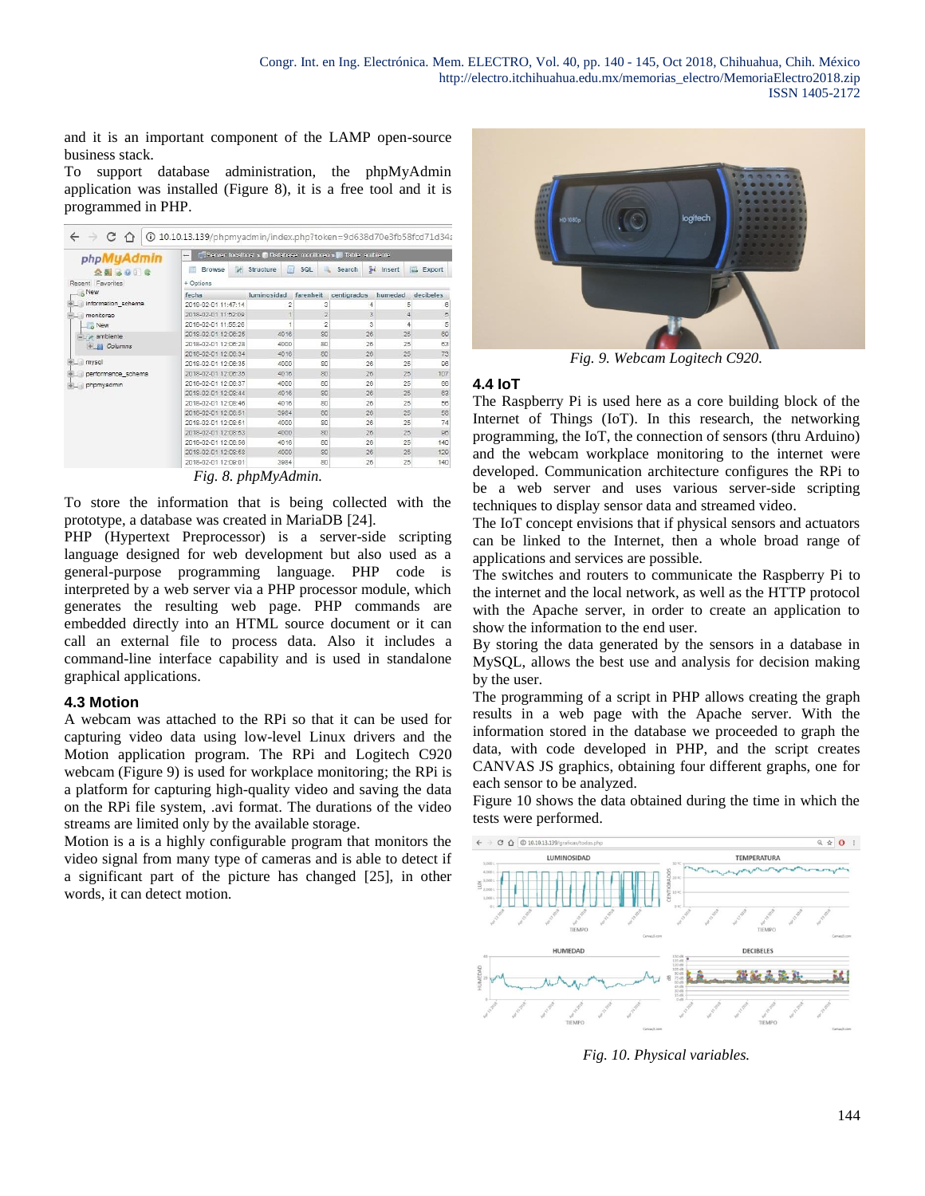and it is an important component of the LAMP open-source business stack.

To support database administration, the phpMyAdmin application was installed (Figure 8), it is a free tool and it is programmed in PHP.

*Fig. 8. phpMyAdmin.*

To store the information that is being collected with the prototype, a database was created in MariaDB [24].

PHP (Hypertext Preprocessor) is a server-side scripting language designed for web development but also used as a general-purpose programming language. PHP code is interpreted by a web server via a PHP processor module, which generates the resulting web page. PHP commands are embedded directly into an HTML source document or it can call an external file to process data. Also it includes a command-line interface capability and is used in standalone graphical applications.

### 4.3 Motion

A webcam was attached to the RPi so that it can be used for capturing video data using low-level Linux drivers and the Motion application program. The RPi and Logitech C920 webcam (Figure 9) is used for workplace monitoring; the RPi is a platform for capturing high-quality video and saving the data on the RPi file system, .avi format. The durations of the video streams are limited only by the available storage.

Motion is a is a highly configurable program that monitors the video signal from many type of cameras and is able to detect if a significant part of the picture has changed [25], in other words, it can detect motion.

*Fig. 9. Webcam Logitech C920.*

### 4.4 IoT

The Raspberry Pi is used here as a core building block of the Internet of Things (IoT). In this research, the networking programming, the IoT, the connection of sensors (thru Arduino) and the webcam workplace monitoring to the internet were developed. Communication architecture configures the RPi to be a web server and uses various server-side scripting techniques to display sensor data and streamed video.

The IoT concept envisions that if physical sensors and actuators can be linked to the Internet, then a whole broad range of applications and services are possible.

The switches and routers to communicate the Raspberry Pi to the internet and the local network, as well as the HTTP protocol with the Apache server, in order to create an application to show the information to the end user.

By storing the data generated by the sensors in a database in MySQL, allows the best use and analysis for decision making by the user.

The programming of a script in PHP allows creating the graph results in a web page with the Apache server. With the information stored in the database we proceeded to graph the data, with code developed in PHP, and the script creates CANVAS JS graphics, obtaining four different graphs, one for each sensor to be analyzed.

Figure 10 shows the data obtained during the time in which the tests were performed.

*Fig. 10. Physical variables.*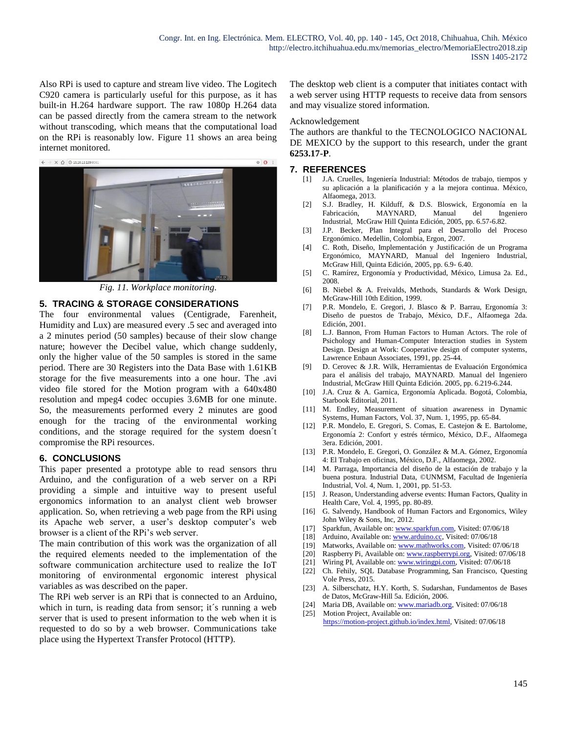Also RPi is used to capture and stream live video. The Logitech C920 camera is particularly useful for this purpose, as it has built-in H.264 hardware support. The raw 1080p H.264 data can be passed directly from the camera stream to the network without transcoding, which means that the computational load on the RPi is reasonably low. Figure 11 shows an area being internet monitored.

*Fig. 11. Workplace monitoring.*

## 5. TRACING & STORAGE CONSIDERATIONS

The four environmental values (Centigrade, Farenheit, Humidity and Lux) are measured every .5 sec and averaged into a 2 minutes period (50 samples) because of their slow change nature; however the Decibel value, which change suddenly, only the higher value of the 50 samples is stored in the same period. There are 30 Registers into the Data Base with 1.61KB storage for the five measurements into a one hour. The .avi video file stored for the Motion program with a 640x480 resolution and mpeg4 codec occupies 3.6MB for one minute. So, the measurements performed every 2 minutes are good enough for the tracing of the environmental working conditions, and the storage required for the system doesn´t compromise the RPi resources.

## 6. CONCLUSIONS

This paper presented a prototype able to read sensors thru Arduino, and the configuration of a web server on a RPi providing a simple and intuitive way to present useful ergonomics information to an analyst client web browser application. So, when retrieving a web page from the RPi using its Apache web server, a user's desktop computer's web browser is a client of the RPi's web server.

The main contribution of this work was the organization of all the required elements needed to the implementation of the software communication architecture used to realize the IoT monitoring of environmental ergonomic interest physical variables as was described on the paper.

The RPi web server is an RPi that is connected to an Arduino, which in turn, is reading data from sensor; it´s running a web server that is used to present information to the web when it is requested to do so by a web browser. Communications take place using the Hypertext Transfer Protocol (HTTP).

The desktop web client is a computer that initiates contact with a web server using HTTP requests to receive data from sensors and may visualize stored information.

Acknowledgement

The authors are thankful to the TECNOLOGICO NACIONAL DE MEXICO by the support to this research, under the grant **6253.17-P**.

## 7. REFERENCES

[1] J.A. Cruelles, Ingeniería Industrial: Métodos de trabajo, tiempos y su aplicación a la planificación y a la mejora continua. México, Alfaomega, 2013.

[2] S.J. Bradley, H. Kilduff, & D.S. Bloswick, Ergonomía en la Fabricación, MAYNARD, Manual del Ingeniero Industrial, McGraw Hill Quinta Edición, 2005, pp. 6.57-6.82.

[3] J.P. Becker, Plan Integral para el Desarrollo del Proceso Ergonómico. Medellin, Colombia, Ergon, 2007.

[4] C. Roth, Diseño, Implementación y Justificación de un Programa Ergonómico, MAYNARD, Manual del Ingeniero Industrial, McGraw Hill, Quinta Edición, 2005, pp. 6.9- 6.40.

[5] C. Ramírez, Ergonomía y Productividad, México, Limusa 2a. Ed., 2008.

[6] B. Niebel & A. Freivalds, Methods, Standards & Work Design, McGraw-Hill 10th Edition, 1999.

[7] P.R. Mondelo, E. Gregori, J. Blasco & P. Barrau, Ergonomía 3: Diseño de puestos de Trabajo, México, D.F., Alfaomega 2da. Edición, 2001.

[8] L.J. Bannon, From Human Factors to Human Actors. The role of Psichology and Human-Computer Interaction studies in System Design. Design at Work: Cooperative design of computer systems, Lawrence Enbaun Associates, 1991, pp. 25-44.

[9] D. Cerovec & J.R. Wilk, Herramientas de Evaluación Ergonómica para el análisis del trabajo, MAYNARD. Manual del Ingeniero Industrial, McGraw Hill Quinta Edición. 2005, pp. 6.219-6.244.

[10] J.A. Cruz & A. Garnica, Ergonomía Aplicada. Bogotá, Colombia, Starbook Editorial, 2011.

[11] M. Endley, Measurement of situation awareness in Dynamic Systems, Human Factors, Vol. 37, Num. 1, 1995, pp. 65-84.

[12] P.R. Mondelo, E. Gregori, S. Comas, E. Castejon & E. Bartolome, Ergonomía 2: Confort y estrés térmico, México, D.F., Alfaomega 3era. Edición, 2001.

[13] P.R. Mondelo, E. Gregori, O. González & M.A. Gómez, Ergonomía 4: El Trabajo en oficinas, México, D.F., Alfaomega, 2002.

[14] M. Parraga, Importancia del diseño de la estación de trabajo y la buena postura. Industrial Data, ©UNMSM, Facultad de Ingeniería Industrial, Vol. 4, Num. 1, 2001, pp. 51-53.

[15] J. Reason, Understanding adverse events: Human Factors, Quality in Health Care, Vol. 4, 1995, pp. 80-89.

[16] G. Salvendy, Handbook of Human Factors and Ergonomics, Wiley John Wiley & Sons, Inc, 2012.

[17] Sparkfun, Available on: www.sparkfun.com, Visited: 07/06/18

[18] Arduino, Available on: www.arduino.cc, Visited: 07/06/18

[19] Matworks, Available on: www.mathworks.com, Visited: 07/06/18

[20] Raspberry Pi, Available on: www.raspberrypi.org, Visited: 07/06/18

[21] Wiring PI, Available on: www.wiringpi.com, Visited: 07/06/18

[22] Ch. Fehily, SQL Database Programming, San Francisco, Questing Vole Press, 2015.

[23] A. Silberschatz, H.Y. Korth, S. Sudarshan, Fundamentos de Bases de Datos, McGraw-Hill 5a. Edición, 2006.

[24] Maria DB, Available on: www.mariadb.org, Visited: 07/06/18

[25] Motion Project, Available on: https://motion-project.github.io/index.html, Visited: 07/06/18